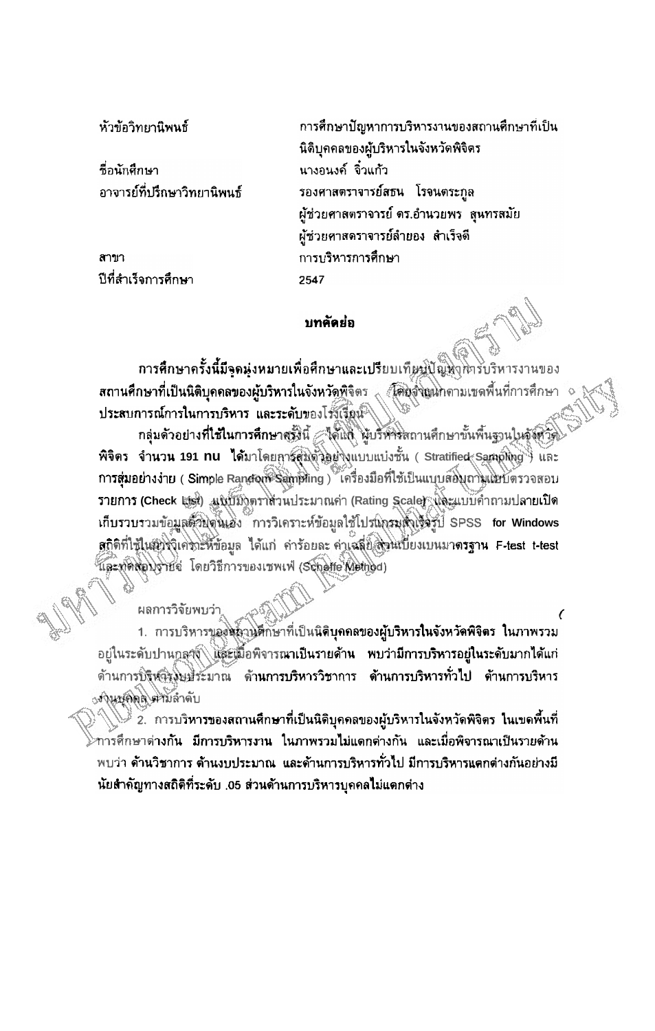| | |
|---|---|
| หัวข้อวิทยานิพนธ์ | การศึกษาปัญหาการบริหารงานของสถานศึกษาที่เป็นนิติบุคคลของผู้บริหารในจังหวัดพิจิตร |
| ชื่อนักศึกษา | นางอนงค์ จิ๋วแก้ว |
| อาจารย์ที่ปรึกษาวิทยานิพนธ์ | รองศาสตราจารย์สธน โรจนตระกูล |
| | ผู้ช่วยศาสตราจารย์ ดร.อำนวยพร สุนทรสมัย |
| | ผู้ช่วยศาสตราจารย์ลำยอง สำเร็จดี |
| สาขา | การบริหารการศึกษา |
| ปีที่สำเร็จการศึกษา | 2547 |

## บทคัดย่อ

การศึกษาครั้งนี้มีจุดมุ่งหมายเพื่อศึกษาและเปรียบเทียบปัญหาการบริหารงานของสถานศึกษาที่เป็นนิติบุคคลของผู้บริหารในจังหวัดพิจิตร โดยจำแนกตามเขตพื้นที่การศึกษา ประสบการณ์การในการบริหาร และระดับของโรงเรียน

กลุ่มตัวอย่างที่ใช้ในการศึกษาครั้งนี้ ได้แก่ ผู้บริหารสถานศึกษาขั้นพื้นฐานในจังหวัดพิจิตร จำนวน 191 คน ได้มาโดยการสุ่มตัวอย่างแบบแบ่งชั้น ( Stratified Sampling ) และการสุ่มอย่างง่าย ( Simple Random Sampling ) เครื่องมือที่ใช้เป็นแบบสอบถามแบบตรวจสอบรายการ (Check List) แบบมาตราส่วนประมาณค่า (Rating Scale) และแบบคำถามปลายเปิด เก็บรวบรวมข้อมูลด้วยตนเอง การวิเคราะห์ข้อมูลใช้โปรแกรมสำเร็จรูป SPSS for Windows สถิติที่ใช้ในการวิเคราะห์ข้อมูล ได้แก่ ค่าร้อยละ ค่าเฉลี่ย ส่วนเบี่ยงเบนมาตรฐาน F-test t-test และทดสอบรายคู่ โดยวิธีการของเชพเฟ (Scheffe Method)

ผลการวิจัยพบว่า

1. การบริหารของสถานศึกษาที่เป็นนิติบุคคลของผู้บริหารในจังหวัดพิจิตร ในภาพรวมอยู่ในระดับปานกลาง และเมื่อพิจารณาเป็นรายด้าน พบว่ามีการบริหารอยู่ในระดับมากได้แก่ ด้านการบริหารงบประมาณ ด้านการบริหารวิชาการ ด้านการบริหารทั่วไป ด้านการบริหารงานบุคคล ตามลำดับ

2. การบริหารของสถานศึกษาที่เป็นนิติบุคคลของผู้บริหารในจังหวัดพิจิตร ในเขตพื้นที่การศึกษาต่างกัน มีการบริหารงาน ในภาพรวมไม่แตกต่างกัน และเมื่อพิจารณาเป็นรายด้าน พบว่า ด้านวิชาการ ด้านงบประมาณ และด้านการบริหารทั่วไป มีการบริหารแตกต่างกันอย่างมีนัยสำคัญทางสถิติที่ระดับ .05 ส่วนด้านการบริหารบุคคลไม่แตกต่าง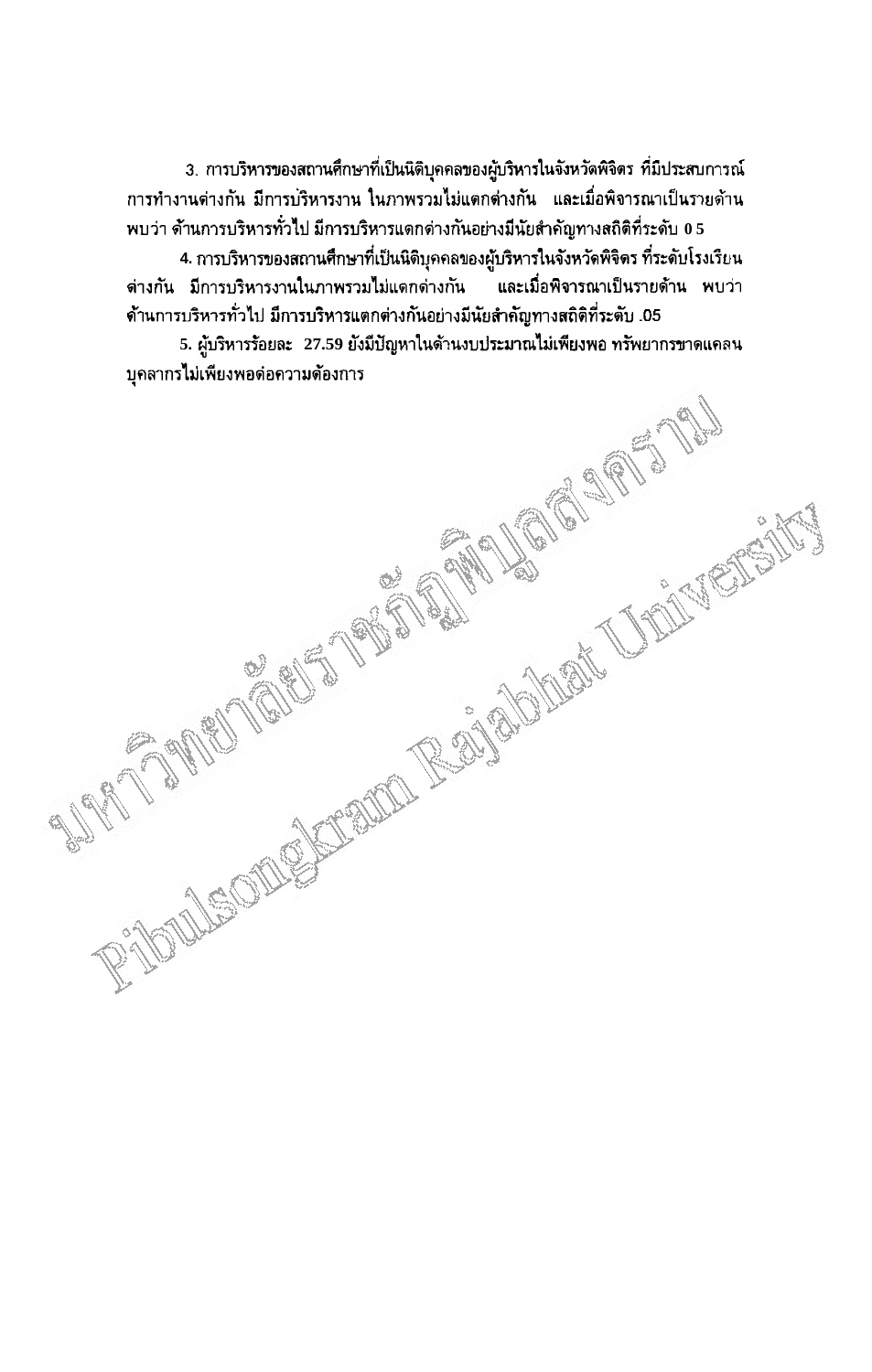3. การบริหารของสถานศึกษาที่เป็นนิติบุคคลของผู้บริหารในจังหวัดพิจิตร ที่มีประสบการณ์การทำงานต่างกัน มีการบริหารงาน ในภาพรวมไม่แตกต่างกัน และเมื่อพิจารณาเป็นรายด้าน พบว่า ด้านการบริหารทั่วไป มีการบริหารแตกต่างกันอย่างมีนัยสำคัญทางสถิติที่ระดับ 0 5

4. การบริหารของสถานศึกษาที่เป็นนิติบุคคลของผู้บริหารในจังหวัดพิจิตร ที่ระดับโรงเรียนต่างกัน มีการบริหารงานในภาพรวมไม่แตกต่างกัน และเมื่อพิจารณาเป็นรายด้าน พบว่า ด้านการบริหารทั่วไป มีการบริหารแตกต่างกันอย่างมีนัยสำคัญทางสถิติที่ระดับ .05

5. ผู้บริหารร้อยละ 27.59 ยังมีปัญหาในด้านงบประมาณไม่เพียงพอ ทรัพยากรขาดแคลน บุคลากรไม่เพียงพอต่อความต้องการ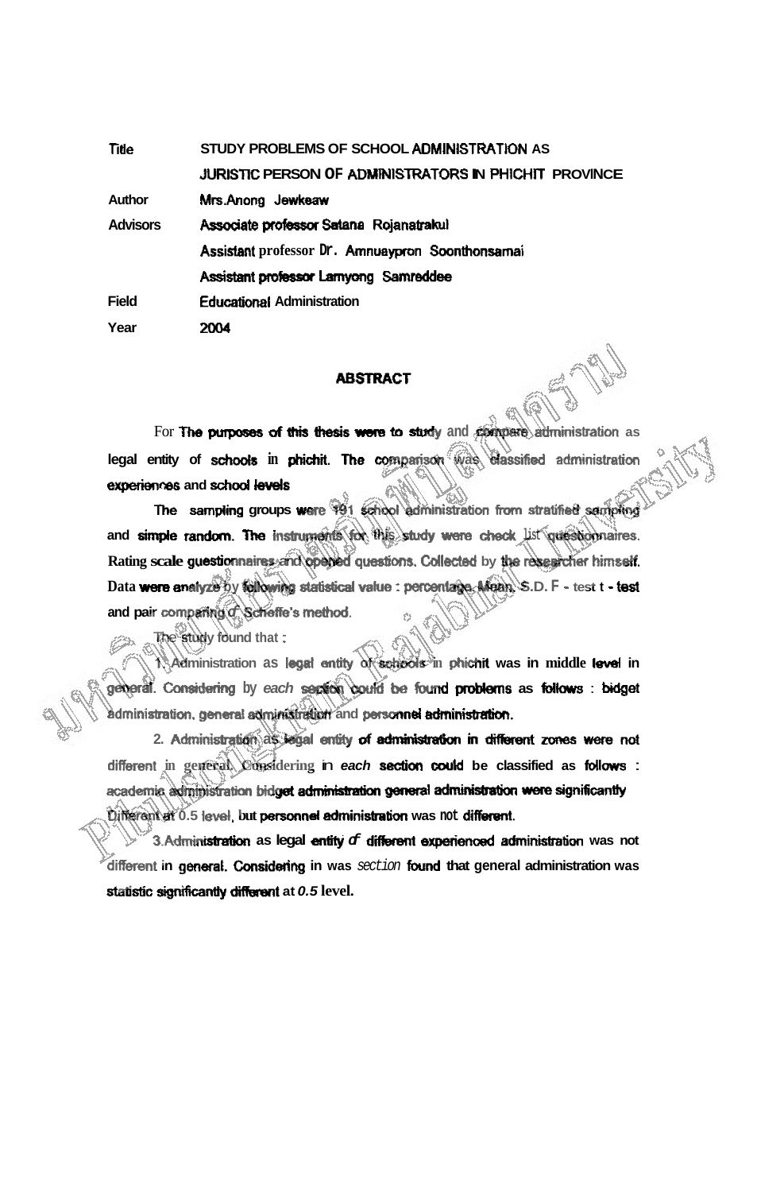| | |
|---|---|
| Title | STUDY PROBLEMS OF SCHOOL ADMINISTRATION AS JURISTIC PERSON OF ADMINISTRATORS IN PHICHIT PROVINCE |
| Author | Mrs.Anong Jewkeaw |
| Advisors | Associate professor Satana Rojanatrakul |
| | Assistant professor Dr. Amnuaypron Soonthonsamai |
| | Assistant professor Lamyong Samreddee |
| Field | Educational Administration |
| Year | 2004 |

## ABSTRACT

For The purposes of this thesis were to study and compare administration as legal entity of schools in phichit. The comparison was classified administration experiences and school levels

The sampling groups were 191 school administration from stratified sampling and simple random. The instruments for this study were check list questionnaires. Rating scale guestionnaires and opened questions. Collected by the researcher himself. Data were analyze by following statistical value : percentage, Mean, S.D. F - test t - test and pair comparing of Scheffe's method.

The study found that :

1. Administration as legal entity of schools in phichit was in middle level in general. Considering by *each* section could be found problems as follows : bidget administration, general administration and personnel administration.

2. Administration as legal entity of administration in different zones were not different in general. Considering in *each* section could be classified as follows : academic administration bidget administration general administration were significantly Different at 0.5 level, but personnel administration was not different.

3. Administration as legal entity of different experienced administration was not different in general. Considering in was *section* found that general administration was statistic significantly different at *0.5* level.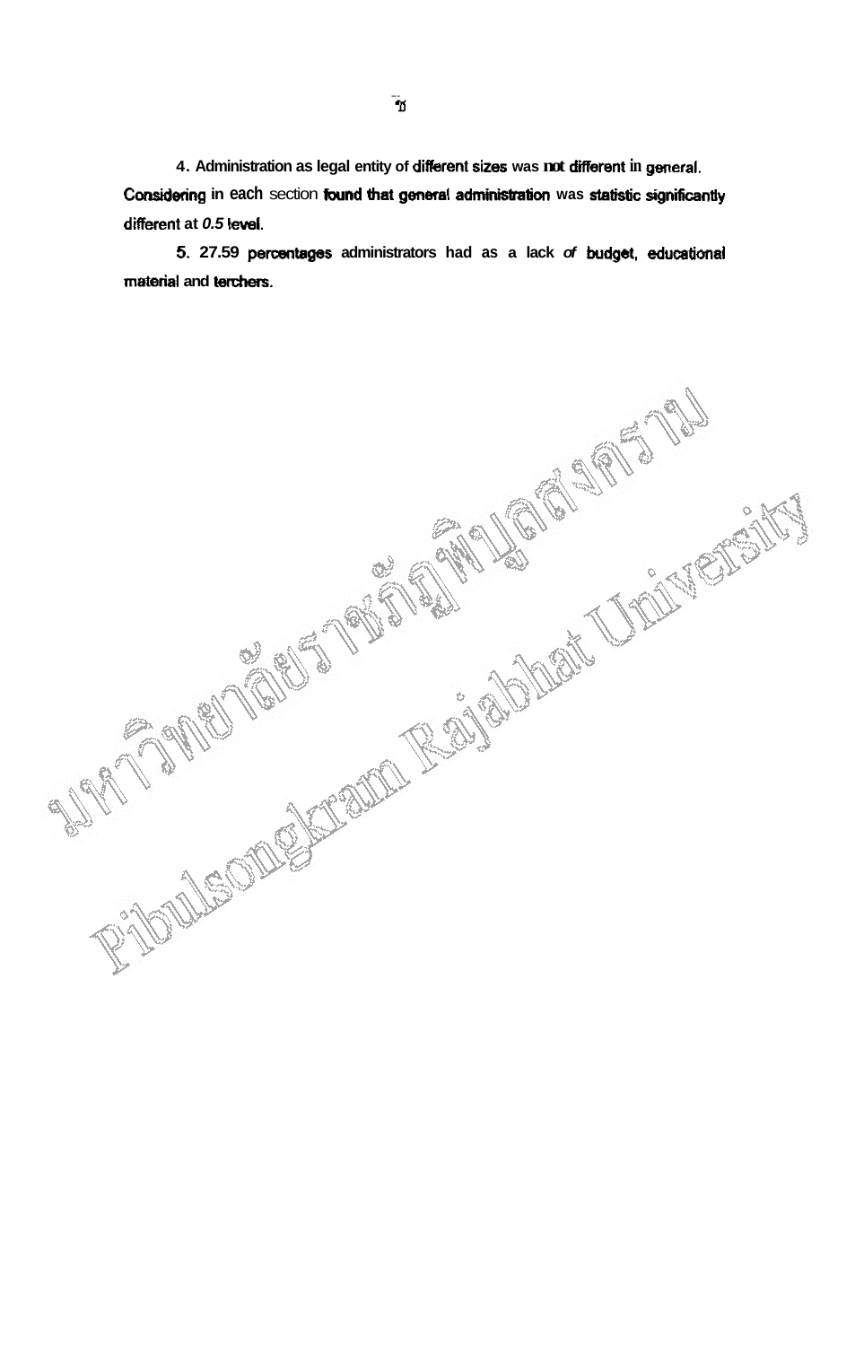4. Administration as legal entity of different sizes was not different in general. Considering in each section found that general administration was statistic significantly different at *0.5* level.

5. 27.59 percentages administrators had as a lack *of* budget, educational material and terchers.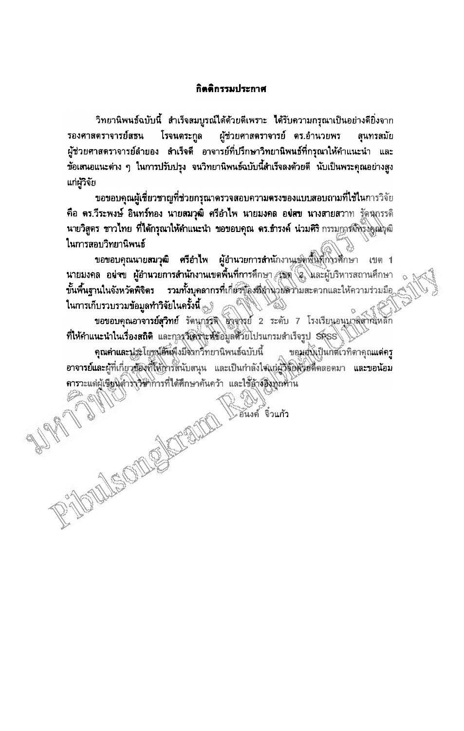# กิตติกรรมประกาศ

วิทยานิพนธ์ฉบับนี้ สำเร็จสมบูรณ์ได้ด้วยดีเพราะ ได้รับความกรุณาเป็นอย่างดียิ่งจาก รองศาสตราจารย์สชน โรจนตระกูล ผู้ช่วยศาสตราจารย์ ดร.อำนวยพร สุนทรสมัย ผู้ช่วยศาสตราจารย์ลำยอง สำเร็จดี อาจารย์ที่ปรึกษาวิทยานิพนธ์ที่กรุณาให้คำแนะนำ และข้อเสนอแนะต่าง ๆ ในการปรับปรุง จนวิทยานิพนธ์ฉบับนี้สำเร็จลงด้วยดี นับเป็นพระคุณอย่างสูงแก่ผู้วิจัย

ขอขอบคุณผู้เชี่ยวชาญที่ช่วยกรุณาตรวจสอบความตรงของแบบสอบถามที่ใช้ในการวิจัย คือ ดร.วีระพงษ์ อินทร์ทอง นายสมวุฒิ ศรีอำไพ นายมงคล อยู่สุข นางสายสวาท รัตนกรรดิ นายวิสูตร ชาวไทย ที่ได้กรุณาให้คำแนะนำ ขอขอบคุณ ดร.ธำรงค์ น่วมศิริ กรรมการผู้ทรงคุณวุฒิในการสอบวิทยานิพนธ์

ขอขอบคุณนายสมวุฒิ ศรีอำไพ ผู้อำนวยการสำนักงานเขตพื้นที่การศึกษา เขต 1 นายมงคล อยู่สุข ผู้อำนวยการสำนักงานเขตพื้นที่การศึกษา เขต 2 และผู้บริหารสถานศึกษาขั้นพื้นฐานในจังหวัดพิจิตร รวมทั้งบุคลากรที่เกี่ยวข้องที่อำนวยความสะดวกและให้ความร่วมมือในการเก็บรวบรวมข้อมูลทำวิจัยในครั้งนี้

ขอขอบคุณอาจารย์สุวิทย์ รัตนกรรดิ อาจารย์ 2 ระดับ 7 โรงเรียนอนุบาลสากเหล็ก ที่ให้คำแนะนำในเรื่องสถิติ และการวิเคราะห์ข้อมูลด้วยโปรแกรมสำเร็จรูป SPSS

คุณค่าและประโยชน์อันพึงมีจากวิทยานิพนธ์ฉบับนี้ ขอมอบเป็นกตเวทิตาคุณแด่ครูอาจารย์และผู้ที่เกี่ยวข้องที่ให้การสนับสนุน และเป็นกำลังใจแก่ผู้วิจัยด้วยดีตลอดมา และขอน้อมคารวะแด่ผู้เขียนตำราวิชาการที่ได้ศึกษาค้นคว้า และใช้อ้างอิงทุกท่าน

อนงค์ จิ๋วแก้ว